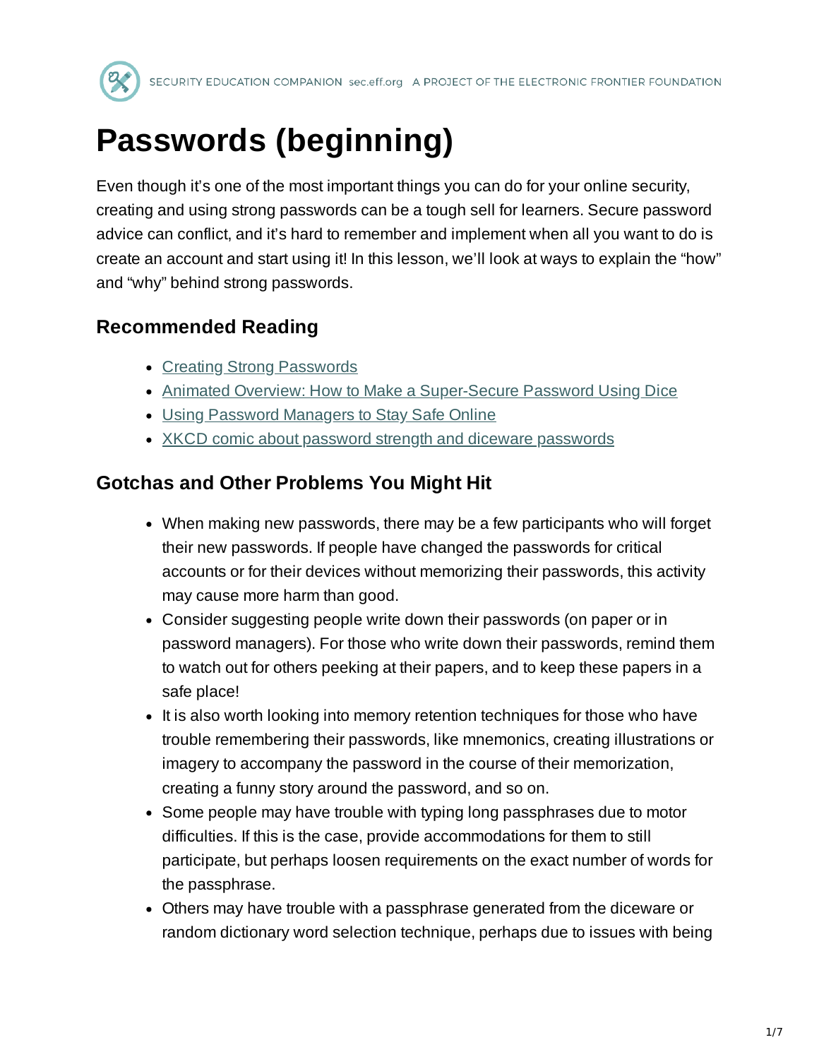# Passwords (beginning)

Even though it's one of the most important things you can do for your online security, creating and using strong passwords can be a tough sell for learners. Secure password advice can conflict, and it's hard to remember and implement when all you want to do is create an account and start using it! In this lesson, we'll look at ways to explain the "how" and "why" behind strong passwords.

## Recommended Reading

- Creating Strong Passwords
- Animated Overview: How to Make a Super-Secure Password Using Dice
- Using Password Managers to Stay Safe Online
- XKCD comic about password strength and diceware passwords

## Gotchas and Other Problems You Might Hit

- When making new passwords, there may be a few participants who will forget their new passwords. If people have changed the passwords for critical accounts or for their devices without memorizing their passwords, this activity may cause more harm than good.
- Consider suggesting people write down their passwords (on paper or in password managers). For those who write down their passwords, remind them to watch out for others peeking at their papers, and to keep these papers in a safe place!
- It is also worth looking into memory retention techniques for those who have trouble remembering their passwords, like mnemonics, creating illustrations or imagery to accompany the password in the course of their memorization, creating a funny story around the password, and so on.
- Some people may have trouble with typing long passphrases due to motor difficulties. If this is the case, provide accommodations for them to still participate, but perhaps loosen requirements on the exact number of words for the passphrase.
- Others may have trouble with a passphrase generated from the diceware or random dictionary word selection technique, perhaps due to issues with being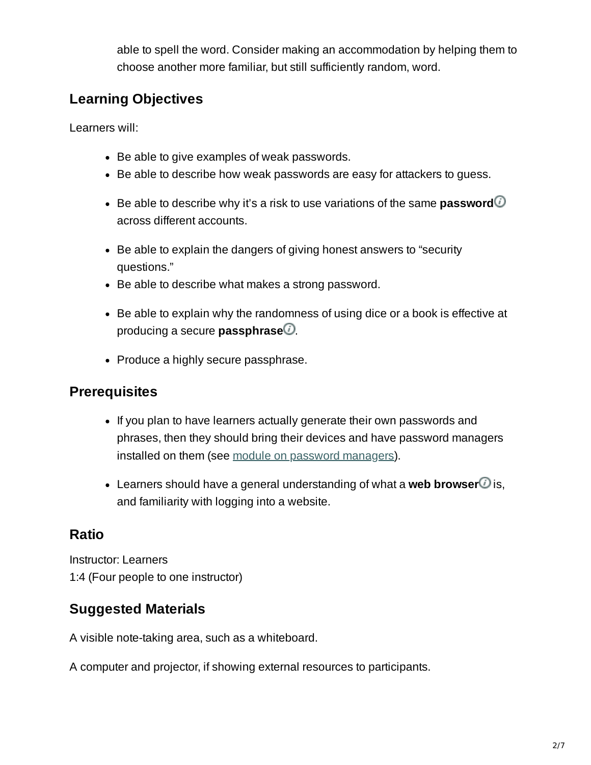able to spell the word. Consider making an accommodation by helping them to choose another more familiar, but still sufficiently random, word.

## Learning Objectives

Learners will:

- Be able to give examples of weak passwords.
- Be able to describe how weak passwords are easy for attackers to guess.
- Be able to describe why it's a risk to use variations of the same **password** across different accounts.
- Be able to explain the dangers of giving honest answers to "security questions."
- Be able to describe what makes a strong password.
- Be able to explain why the randomness of using dice or a book is effective at producing a secure **passphrase**.
- Produce a highly secure passphrase.

## Prerequisites

- If you plan to have learners actually generate their own passwords and phrases, then they should bring their devices and have password managers installed on them (see module on password managers).
- Learners should have a general understanding of what a **web browser** is, and familiarity with logging into a website.

## Ratio

Instructor: Learners
1:4 (Four people to one instructor)

## Suggested Materials

A visible note-taking area, such as a whiteboard.

A computer and projector, if showing external resources to participants.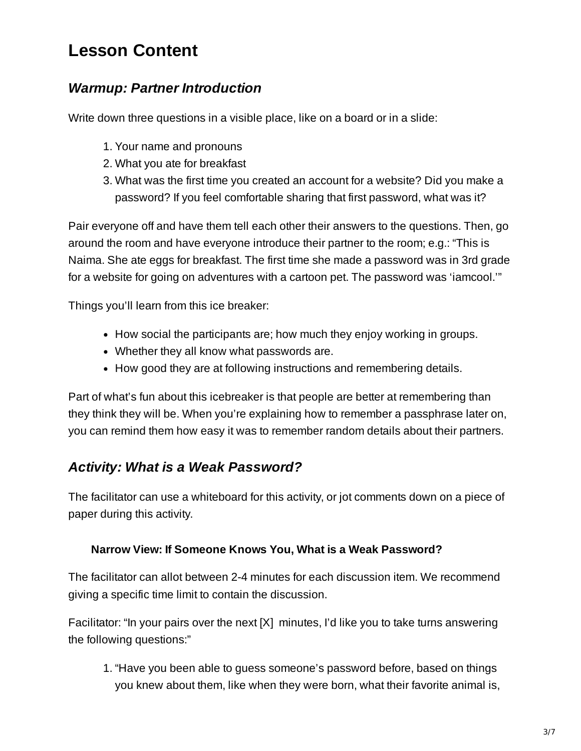# Lesson Content

## *Warmup: Partner Introduction*

Write down three questions in a visible place, like on a board or in a slide:

1. Your name and pronouns
2. What you ate for breakfast
3. What was the first time you created an account for a website? Did you make a password? If you feel comfortable sharing that first password, what was it?

Pair everyone off and have them tell each other their answers to the questions. Then, go around the room and have everyone introduce their partner to the room; e.g.: "This is Naima. She ate eggs for breakfast. The first time she made a password was in 3rd grade for a website for going on adventures with a cartoon pet. The password was 'iamcool.'"

Things you'll learn from this ice breaker:

- How social the participants are; how much they enjoy working in groups.
- Whether they all know what passwords are.
- How good they are at following instructions and remembering details.

Part of what's fun about this icebreaker is that people are better at remembering than they think they will be. When you're explaining how to remember a passphrase later on, you can remind them how easy it was to remember random details about their partners.

## *Activity: What is a Weak Password?*

The facilitator can use a whiteboard for this activity, or jot comments down on a piece of paper during this activity.

#### Narrow View: If Someone Knows You, What is a Weak Password?

The facilitator can allot between 2-4 minutes for each discussion item. We recommend giving a specific time limit to contain the discussion.

Facilitator: "In your pairs over the next [X] minutes, I'd like you to take turns answering the following questions:"

1. "Have you been able to guess someone's password before, based on things you knew about them, like when they were born, what their favorite animal is,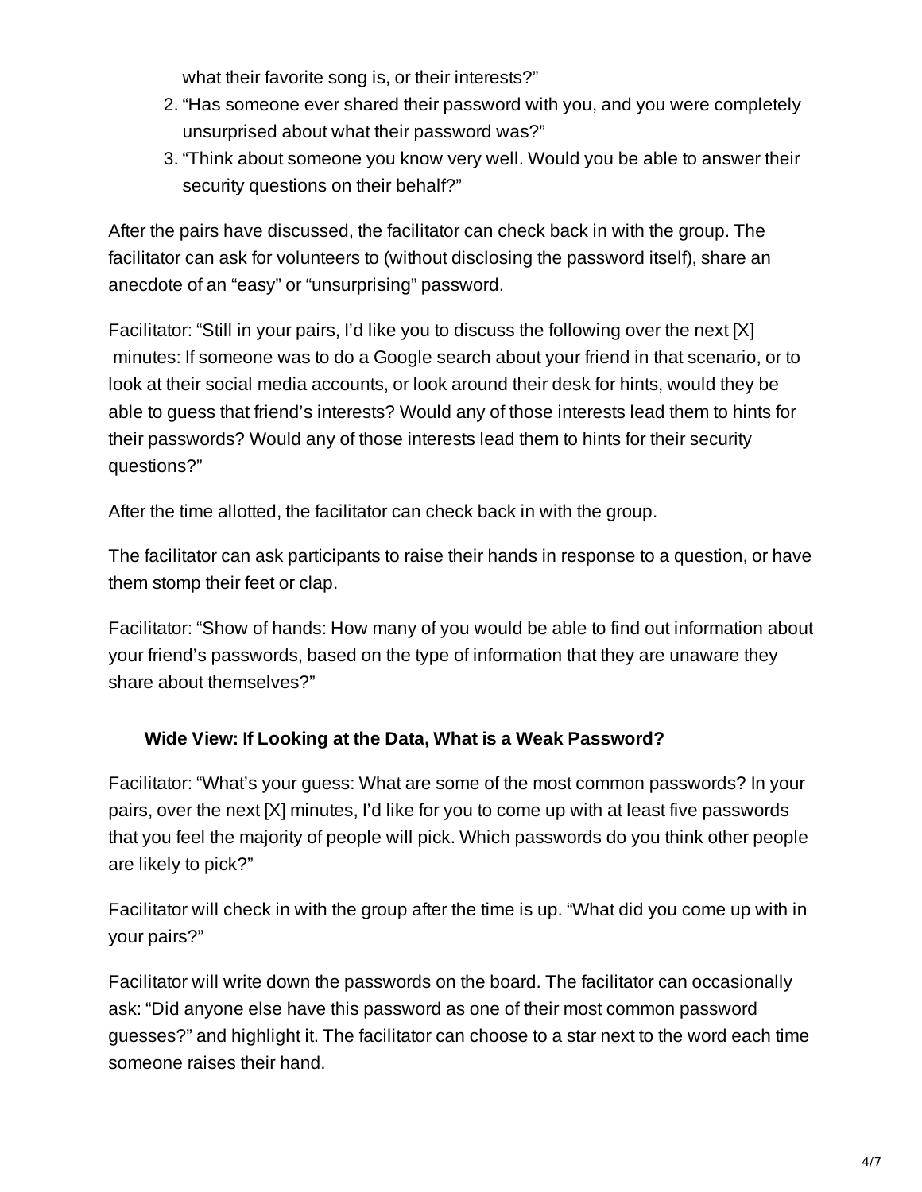what their favorite song is, or their interests?”
2. “Has someone ever shared their password with you, and you were completely unsurprised about what their password was?”
3. “Think about someone you know very well. Would you be able to answer their security questions on their behalf?”

After the pairs have discussed, the facilitator can check back in with the group. The facilitator can ask for volunteers to (without disclosing the password itself), share an anecdote of an “easy” or “unsurprising” password.

Facilitator: “Still in your pairs, I’d like you to discuss the following over the next [X] minutes: If someone was to do a Google search about your friend in that scenario, or to look at their social media accounts, or look around their desk for hints, would they be able to guess that friend’s interests? Would any of those interests lead them to hints for their passwords? Would any of those interests lead them to hints for their security questions?”

After the time allotted, the facilitator can check back in with the group.

The facilitator can ask participants to raise their hands in response to a question, or have them stomp their feet or clap.

Facilitator: “Show of hands: How many of you would be able to find out information about your friend’s passwords, based on the type of information that they are unaware they share about themselves?”

### Wide View: If Looking at the Data, What is a Weak Password?

Facilitator: “What’s your guess: What are some of the most common passwords? In your pairs, over the next [X] minutes, I’d like for you to come up with at least five passwords that you feel the majority of people will pick. Which passwords do you think other people are likely to pick?”

Facilitator will check in with the group after the time is up. “What did you come up with in your pairs?”

Facilitator will write down the passwords on the board. The facilitator can occasionally ask: “Did anyone else have this password as one of their most common password guesses?” and highlight it. The facilitator can choose to a star next to the word each time someone raises their hand.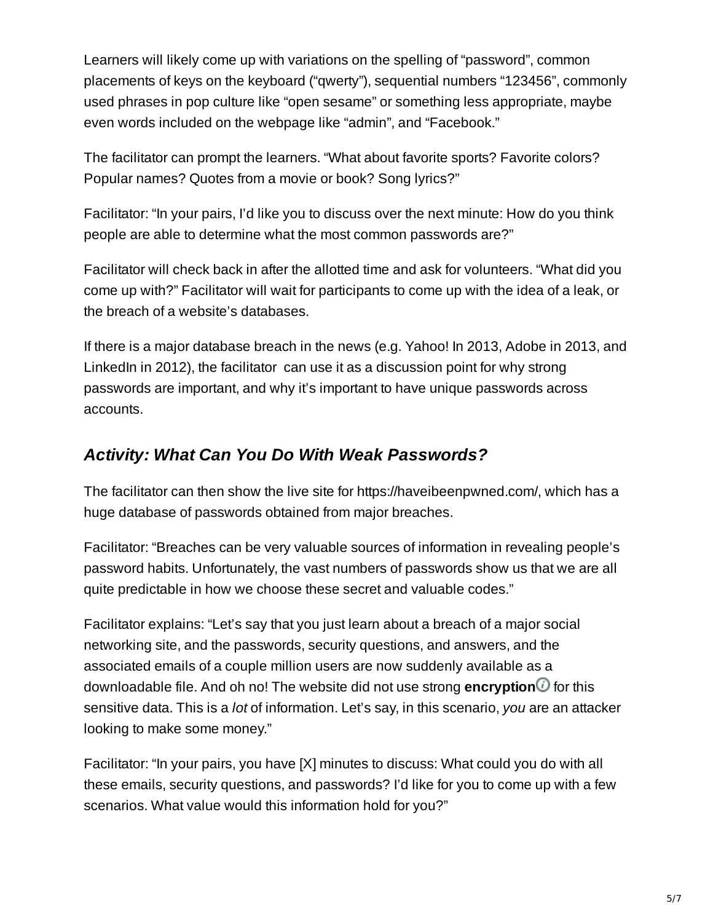Learners will likely come up with variations on the spelling of “password”, common placements of keys on the keyboard (“qwerty”), sequential numbers “123456”, commonly used phrases in pop culture like “open sesame” or something less appropriate, maybe even words included on the webpage like “admin”, and “Facebook.”

The facilitator can prompt the learners. “What about favorite sports? Favorite colors? Popular names? Quotes from a movie or book? Song lyrics?”

Facilitator: “In your pairs, I’d like you to discuss over the next minute: How do you think people are able to determine what the most common passwords are?”

Facilitator will check back in after the allotted time and ask for volunteers. “What did you come up with?” Facilitator will wait for participants to come up with the idea of a leak, or the breach of a website’s databases.

If there is a major database breach in the news (e.g. Yahoo! In 2013, Adobe in 2013, and LinkedIn in 2012), the facilitator can use it as a discussion point for why strong passwords are important, and why it’s important to have unique passwords across accounts.

### *Activity: What Can You Do With Weak Passwords?*

The facilitator can then show the live site for https://haveibeenpwned.com/, which has a huge database of passwords obtained from major breaches.

Facilitator: “Breaches can be very valuable sources of information in revealing people’s password habits. Unfortunately, the vast numbers of passwords show us that we are all quite predictable in how we choose these secret and valuable codes.”

Facilitator explains: “Let’s say that you just learn about a breach of a major social networking site, and the passwords, security questions, and answers, and the associated emails of a couple million users are now suddenly available as a downloadable file. And oh no! The website did not use strong **encryption** for this sensitive data. This is a *lot* of information. Let’s say, in this scenario, *you* are an attacker looking to make some money.”

Facilitator: “In your pairs, you have [X] minutes to discuss: What could you do with all these emails, security questions, and passwords? I’d like for you to come up with a few scenarios. What value would this information hold for you?”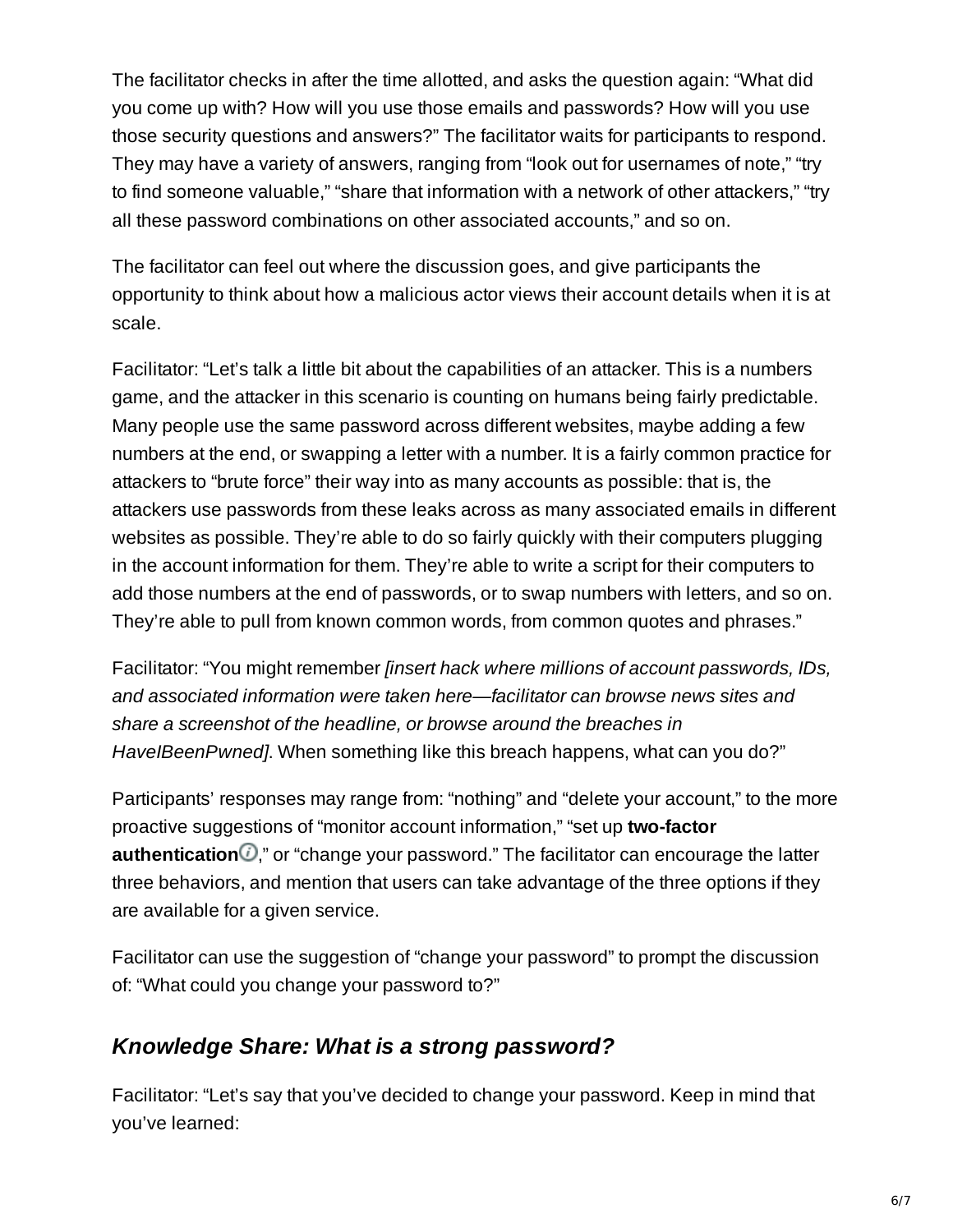The facilitator checks in after the time allotted, and asks the question again: “What did you come up with? How will you use those emails and passwords? How will you use those security questions and answers?” The facilitator waits for participants to respond. They may have a variety of answers, ranging from “look out for usernames of note,” “try to find someone valuable,” “share that information with a network of other attackers,” “try all these password combinations on other associated accounts,” and so on.

The facilitator can feel out where the discussion goes, and give participants the opportunity to think about how a malicious actor views their account details when it is at scale.

Facilitator: “Let’s talk a little bit about the capabilities of an attacker. This is a numbers game, and the attacker in this scenario is counting on humans being fairly predictable. Many people use the same password across different websites, maybe adding a few numbers at the end, or swapping a letter with a number. It is a fairly common practice for attackers to “brute force” their way into as many accounts as possible: that is, the attackers use passwords from these leaks across as many associated emails in different websites as possible. They’re able to do so fairly quickly with their computers plugging in the account information for them. They’re able to write a script for their computers to add those numbers at the end of passwords, or to swap numbers with letters, and so on. They’re able to pull from known common words, from common quotes and phrases.”

Facilitator: “You might remember *[insert hack where millions of account passwords, IDs, and associated information were taken here—facilitator can browse news sites and share a screenshot of the headline, or browse around the breaches in HaveIBeenPwned]*. When something like this breach happens, what can you do?”

Participants’ responses may range from: “nothing” and “delete your account,” to the more proactive suggestions of “monitor account information,” “set up **two-factor authentication**,” or “change your password.” The facilitator can encourage the latter three behaviors, and mention that users can take advantage of the three options if they are available for a given service.

Facilitator can use the suggestion of “change your password” to prompt the discussion of: “What could you change your password to?”

### *Knowledge Share: What is a strong password?*

Facilitator: “Let’s say that you’ve decided to change your password. Keep in mind that you’ve learned: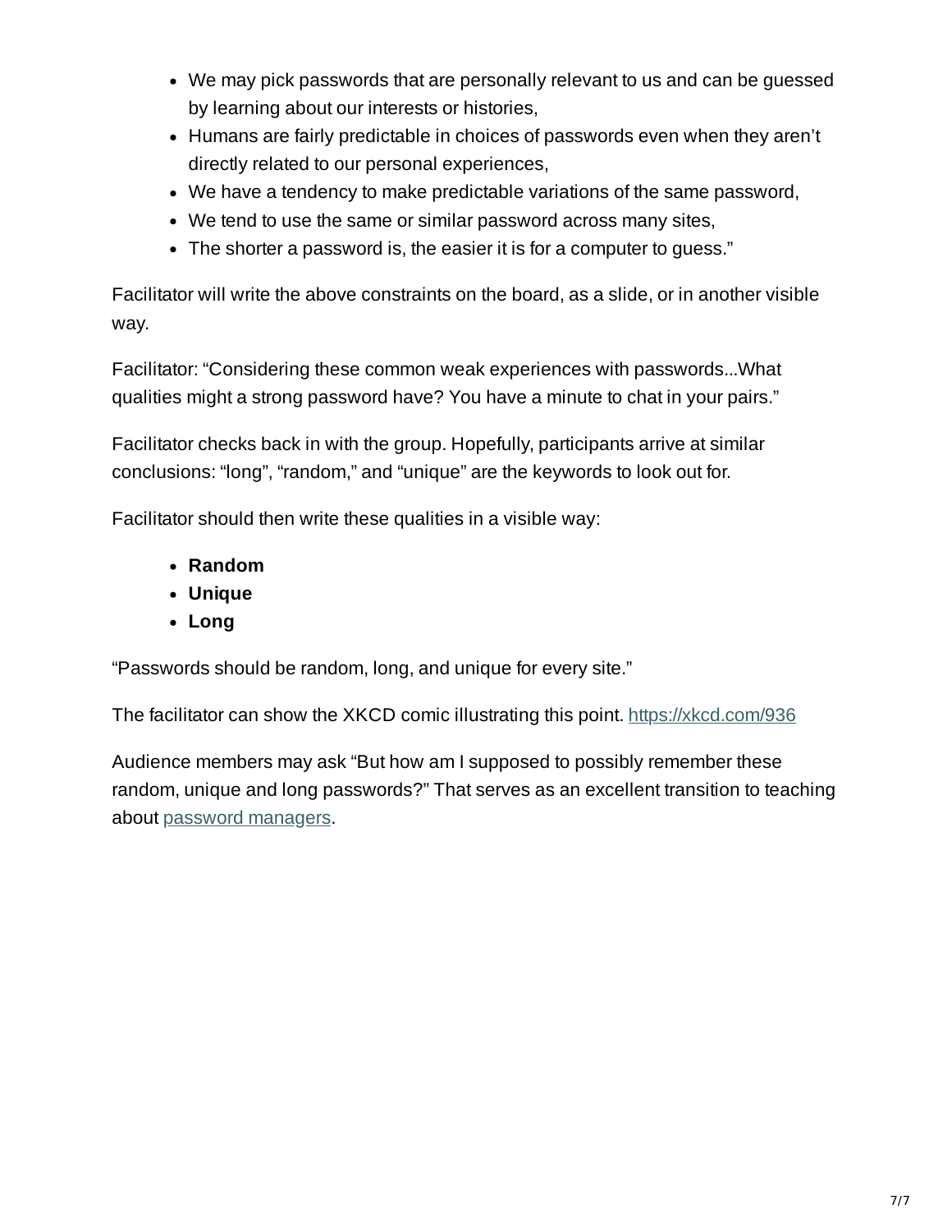- We may pick passwords that are personally relevant to us and can be guessed by learning about our interests or histories,
- Humans are fairly predictable in choices of passwords even when they aren't directly related to our personal experiences,
- We have a tendency to make predictable variations of the same password,
- We tend to use the same or similar password across many sites,
- The shorter a password is, the easier it is for a computer to guess."

Facilitator will write the above constraints on the board, as a slide, or in another visible way.

Facilitator: "Considering these common weak experiences with passwords...What qualities might a strong password have? You have a minute to chat in your pairs."

Facilitator checks back in with the group. Hopefully, participants arrive at similar conclusions: "long", "random," and "unique" are the keywords to look out for.

Facilitator should then write these qualities in a visible way:

- **Random**
- **Unique**
- **Long**

"Passwords should be random, long, and unique for every site."

The facilitator can show the XKCD comic illustrating this point. [https://xkcd.com/936](https://xkcd.com/936)

Audience members may ask "But how am I supposed to possibly remember these random, unique and long passwords?" That serves as an excellent transition to teaching about [password managers](password managers).